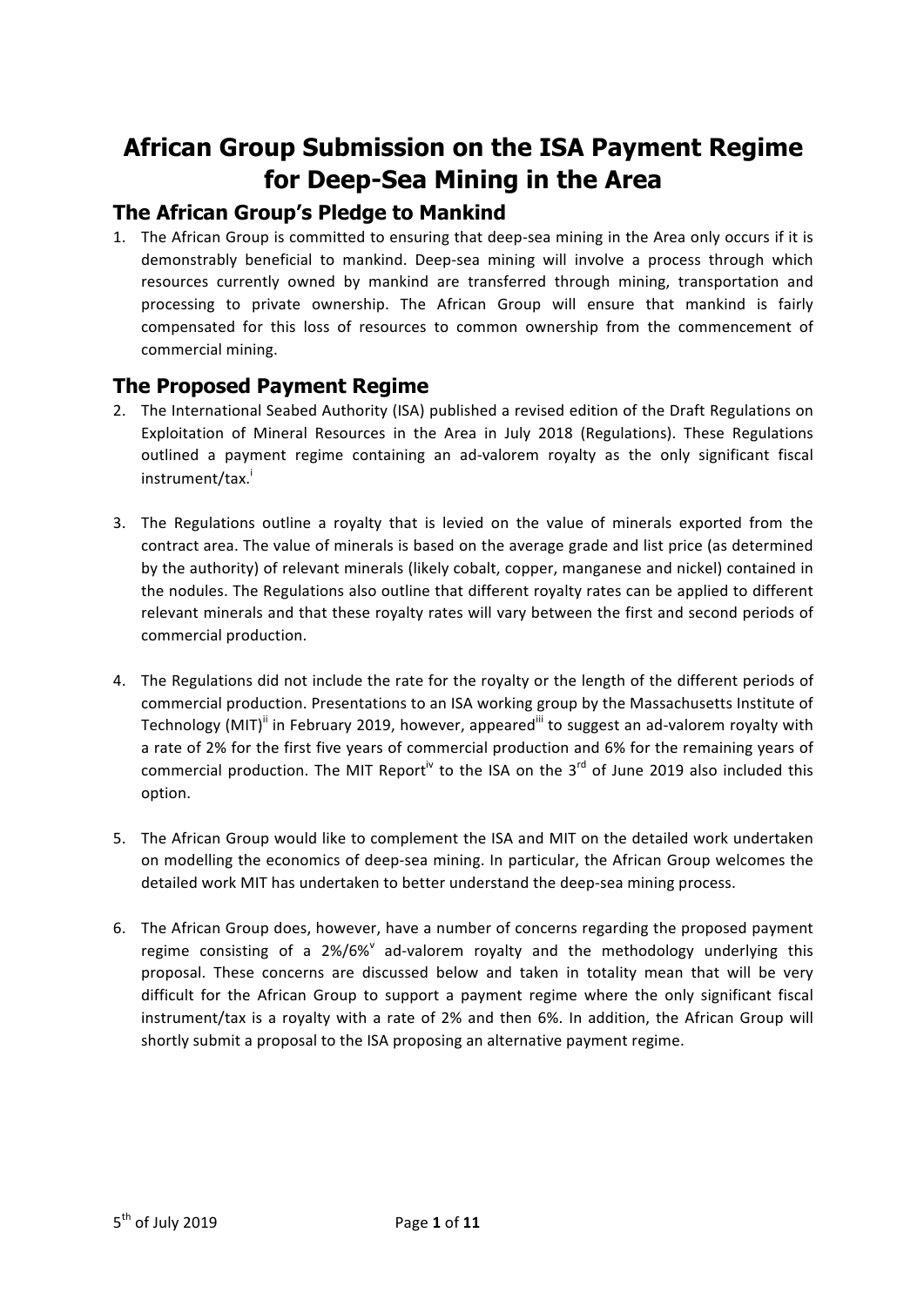# African Group Submission on the ISA Payment Regime for Deep-Sea Mining in the Area

## The African Group's Pledge to Mankind

1. The African Group is committed to ensuring that deep-sea mining in the Area only occurs if it is demonstrably beneficial to mankind. Deep-sea mining will involve a process through which resources currently owned by mankind are transferred through mining, transportation and processing to private ownership. The African Group will ensure that mankind is fairly compensated for this loss of resources to common ownership from the commencement of commercial mining.

## The Proposed Payment Regime

2. The International Seabed Authority (ISA) published a revised edition of the Draft Regulations on Exploitation of Mineral Resources in the Area in July 2018 (Regulations). These Regulations outlined a payment regime containing an ad-valorem royalty as the only significant fiscal instrument/tax.[i]

3. The Regulations outline a royalty that is levied on the value of minerals exported from the contract area. The value of minerals is based on the average grade and list price (as determined by the authority) of relevant minerals (likely cobalt, copper, manganese and nickel) contained in the nodules. The Regulations also outline that different royalty rates can be applied to different relevant minerals and that these royalty rates will vary between the first and second periods of commercial production.

4. The Regulations did not include the rate for the royalty or the length of the different periods of commercial production. Presentations to an ISA working group by the Massachusetts Institute of Technology (MIT)[ii] in February 2019, however, appeared[iii] to suggest an ad-valorem royalty with a rate of 2% for the first five years of commercial production and 6% for the remaining years of commercial production. The MIT Report[iv] to the ISA on the 3rd of June 2019 also included this option.

5. The African Group would like to complement the ISA and MIT on the detailed work undertaken on modelling the economics of deep-sea mining. In particular, the African Group welcomes the detailed work MIT has undertaken to better understand the deep-sea mining process.

6. The African Group does, however, have a number of concerns regarding the proposed payment regime consisting of a 2%/6%[v] ad-valorem royalty and the methodology underlying this proposal. These concerns are discussed below and taken in totality mean that will be very difficult for the African Group to support a payment regime where the only significant fiscal instrument/tax is a royalty with a rate of 2% and then 6%. In addition, the African Group will shortly submit a proposal to the ISA proposing an alternative payment regime.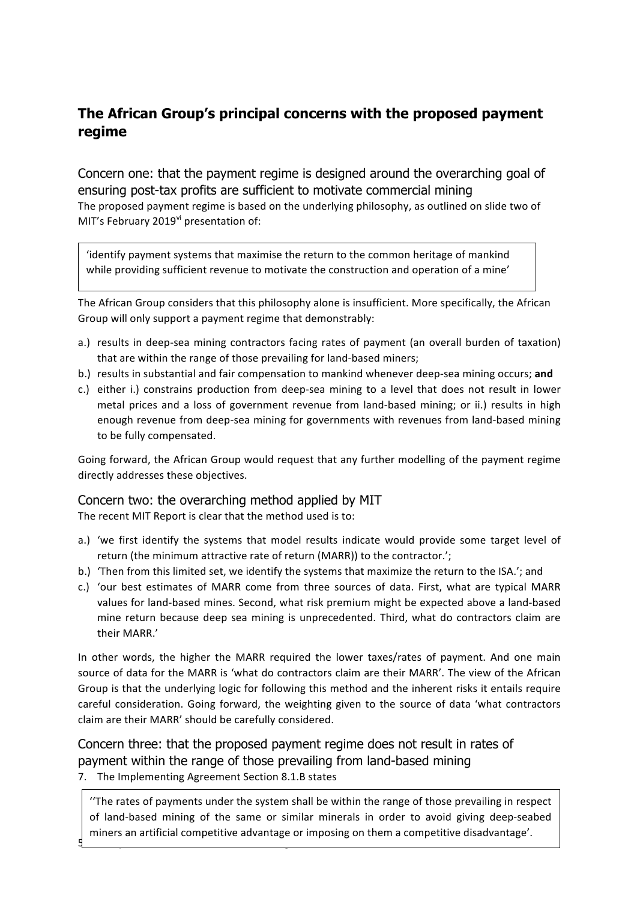## The African Group's principal concerns with the proposed payment regime

### Concern one: that the payment regime is designed around the overarching goal of ensuring post-tax profits are sufficient to motivate commercial mining

The proposed payment regime is based on the underlying philosophy, as outlined on slide two of MIT's February 2019[vi] presentation of:

> 'identify payment systems that maximise the return to the common heritage of mankind while providing sufficient revenue to motivate the construction and operation of a mine'

The African Group considers that this philosophy alone is insufficient. More specifically, the African Group will only support a payment regime that demonstrably:

a.) results in deep-sea mining contractors facing rates of payment (an overall burden of taxation) that are within the range of those prevailing for land-based miners;
b.) results in substantial and fair compensation to mankind whenever deep-sea mining occurs; **and**
c.) either i.) constrains production from deep-sea mining to a level that does not result in lower metal prices and a loss of government revenue from land-based mining; or ii.) results in high enough revenue from deep-sea mining for governments with revenues from land-based mining to be fully compensated.

Going forward, the African Group would request that any further modelling of the payment regime directly addresses these objectives.

### Concern two: the overarching method applied by MIT

The recent MIT Report is clear that the method used is to:

a.) 'we first identify the systems that model results indicate would provide some target level of return (the minimum attractive rate of return (MARR)) to the contractor.';
b.) 'Then from this limited set, we identify the systems that maximize the return to the ISA.'; and
c.) 'our best estimates of MARR come from three sources of data. First, what are typical MARR values for land-based mines. Second, what risk premium might be expected above a land-based mine return because deep sea mining is unprecedented. Third, what do contractors claim are their MARR.'

In other words, the higher the MARR required the lower taxes/rates of payment. And one main source of data for the MARR is 'what do contractors claim are their MARR'. The view of the African Group is that the underlying logic for following this method and the inherent risks it entails require careful consideration. Going forward, the weighting given to the source of data 'what contractors claim are their MARR' should be carefully considered.

### Concern three: that the proposed payment regime does not result in rates of payment within the range of those prevailing from land-based mining

7. The Implementing Agreement Section 8.1.B states

> ''The rates of payments under the system shall be within the range of those prevailing in respect of land-based mining of the same or similar minerals in order to avoid giving deep-seabed miners an artificial competitive advantage or imposing on them a competitive disadvantage'.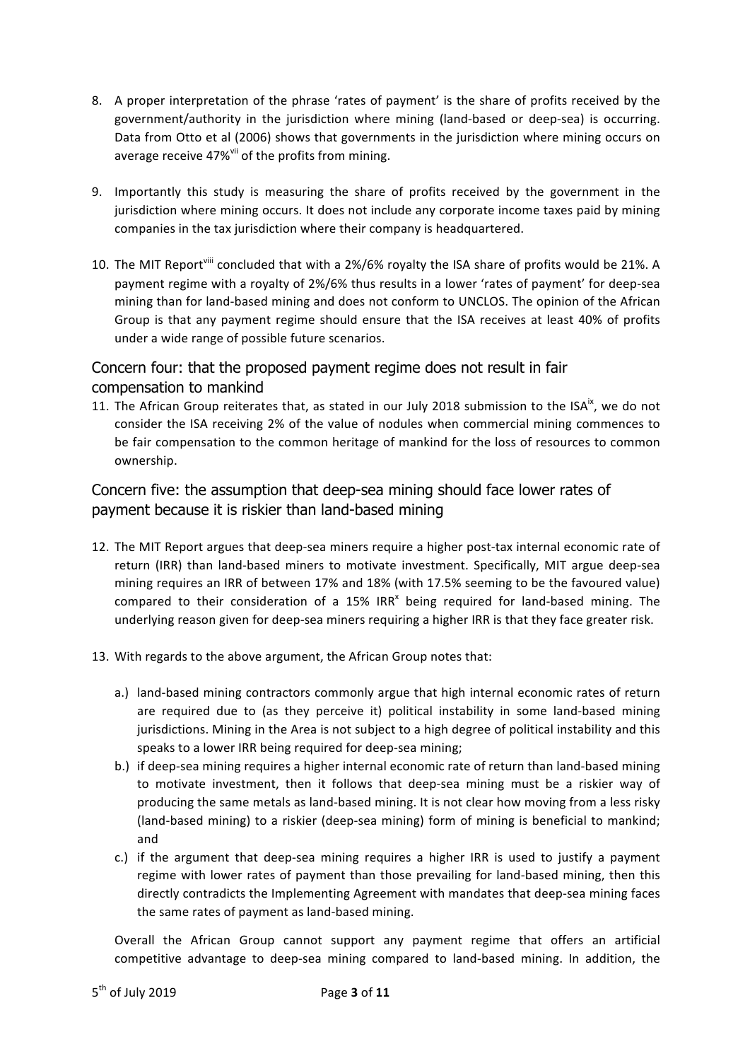8. A proper interpretation of the phrase 'rates of payment' is the share of profits received by the government/authority in the jurisdiction where mining (land-based or deep-sea) is occurring. Data from Otto et al (2006) shows that governments in the jurisdiction where mining occurs on average receive 47%[vii] of the profits from mining.

9. Importantly this study is measuring the share of profits received by the government in the jurisdiction where mining occurs. It does not include any corporate income taxes paid by mining companies in the tax jurisdiction where their company is headquartered.

10. The MIT Report[viii] concluded that with a 2%/6% royalty the ISA share of profits would be 21%. A payment regime with a royalty of 2%/6% thus results in a lower 'rates of payment' for deep-sea mining than for land-based mining and does not conform to UNCLOS. The opinion of the African Group is that any payment regime should ensure that the ISA receives at least 40% of profits under a wide range of possible future scenarios.

## Concern four: that the proposed payment regime does not result in fair compensation to mankind

11. The African Group reiterates that, as stated in our July 2018 submission to the ISA[ix], we do not consider the ISA receiving 2% of the value of nodules when commercial mining commences to be fair compensation to the common heritage of mankind for the loss of resources to common ownership.

## Concern five: the assumption that deep-sea mining should face lower rates of payment because it is riskier than land-based mining

12. The MIT Report argues that deep-sea miners require a higher post-tax internal economic rate of return (IRR) than land-based miners to motivate investment. Specifically, MIT argue deep-sea mining requires an IRR of between 17% and 18% (with 17.5% seeming to be the favoured value) compared to their consideration of a 15% IRR[x] being required for land-based mining. The underlying reason given for deep-sea miners requiring a higher IRR is that they face greater risk.

13. With regards to the above argument, the African Group notes that:

    a.) land-based mining contractors commonly argue that high internal economic rates of return are required due to (as they perceive it) political instability in some land-based mining jurisdictions. Mining in the Area is not subject to a high degree of political instability and this speaks to a lower IRR being required for deep-sea mining;

    b.) if deep-sea mining requires a higher internal economic rate of return than land-based mining to motivate investment, then it follows that deep-sea mining must be a riskier way of producing the same metals as land-based mining. It is not clear how moving from a less risky (land-based mining) to a riskier (deep-sea mining) form of mining is beneficial to mankind; and

    c.) if the argument that deep-sea mining requires a higher IRR is used to justify a payment regime with lower rates of payment than those prevailing for land-based mining, then this directly contradicts the Implementing Agreement with mandates that deep-sea mining faces the same rates of payment as land-based mining.

    Overall the African Group cannot support any payment regime that offers an artificial competitive advantage to deep-sea mining compared to land-based mining. In addition, the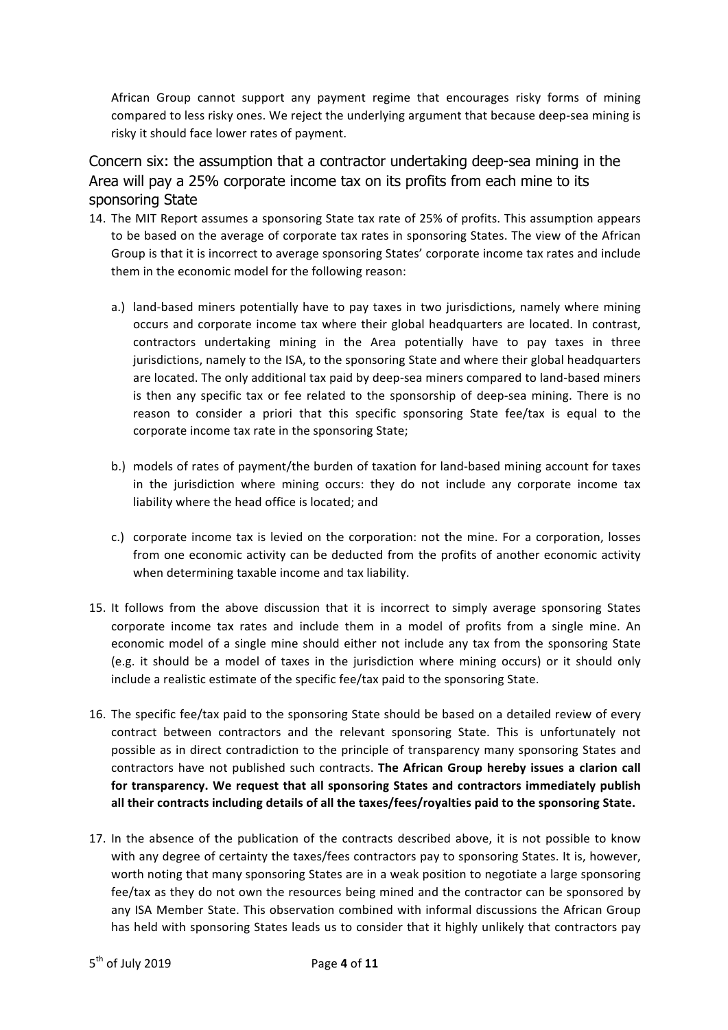African Group cannot support any payment regime that encourages risky forms of mining compared to less risky ones. We reject the underlying argument that because deep-sea mining is risky it should face lower rates of payment.

## Concern six: the assumption that a contractor undertaking deep-sea mining in the Area will pay a 25% corporate income tax on its profits from each mine to its sponsoring State

14. The MIT Report assumes a sponsoring State tax rate of 25% of profits. This assumption appears to be based on the average of corporate tax rates in sponsoring States. The view of the African Group is that it is incorrect to average sponsoring States' corporate income tax rates and include them in the economic model for the following reason:

    a.) land-based miners potentially have to pay taxes in two jurisdictions, namely where mining occurs and corporate income tax where their global headquarters are located. In contrast, contractors undertaking mining in the Area potentially have to pay taxes in three jurisdictions, namely to the ISA, to the sponsoring State and where their global headquarters are located. The only additional tax paid by deep-sea miners compared to land-based miners is then any specific tax or fee related to the sponsorship of deep-sea mining. There is no reason to consider a priori that this specific sponsoring State fee/tax is equal to the corporate income tax rate in the sponsoring State;

    b.) models of rates of payment/the burden of taxation for land-based mining account for taxes in the jurisdiction where mining occurs: they do not include any corporate income tax liability where the head office is located; and

    c.) corporate income tax is levied on the corporation: not the mine. For a corporation, losses from one economic activity can be deducted from the profits of another economic activity when determining taxable income and tax liability.

15. It follows from the above discussion that it is incorrect to simply average sponsoring States corporate income tax rates and include them in a model of profits from a single mine. An economic model of a single mine should either not include any tax from the sponsoring State (e.g. it should be a model of taxes in the jurisdiction where mining occurs) or it should only include a realistic estimate of the specific fee/tax paid to the sponsoring State.

16. The specific fee/tax paid to the sponsoring State should be based on a detailed review of every contract between contractors and the relevant sponsoring State. This is unfortunately not possible as in direct contradiction to the principle of transparency many sponsoring States and contractors have not published such contracts. **The African Group hereby issues a clarion call for transparency. We request that all sponsoring States and contractors immediately publish all their contracts including details of all the taxes/fees/royalties paid to the sponsoring State.**

17. In the absence of the publication of the contracts described above, it is not possible to know with any degree of certainty the taxes/fees contractors pay to sponsoring States. It is, however, worth noting that many sponsoring States are in a weak position to negotiate a large sponsoring fee/tax as they do not own the resources being mined and the contractor can be sponsored by any ISA Member State. This observation combined with informal discussions the African Group has held with sponsoring States leads us to consider that it highly unlikely that contractors pay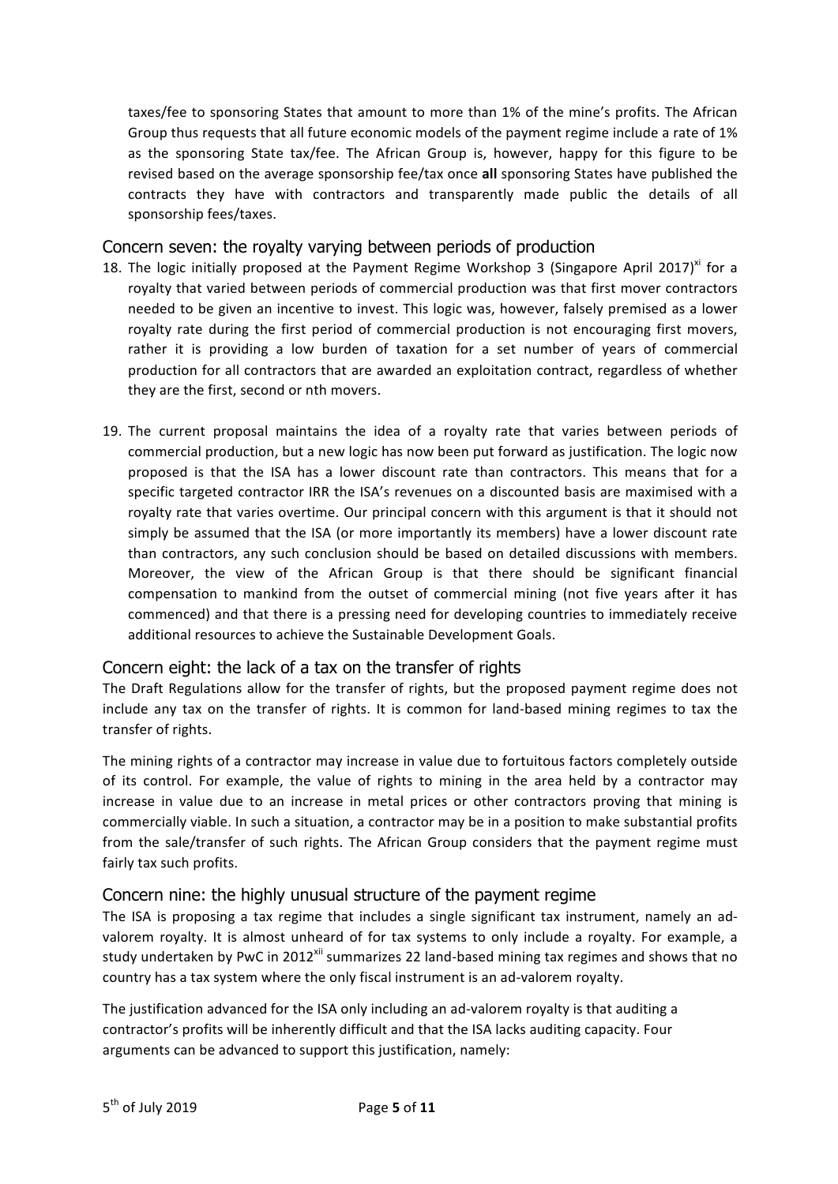taxes/fee to sponsoring States that amount to more than 1% of the mine's profits. The African Group thus requests that all future economic models of the payment regime include a rate of 1% as the sponsoring State tax/fee. The African Group is, however, happy for this figure to be revised based on the average sponsorship fee/tax once **all** sponsoring States have published the contracts they have with contractors and transparently made public the details of all sponsorship fees/taxes.

## Concern seven: the royalty varying between periods of production

18. The logic initially proposed at the Payment Regime Workshop 3 (Singapore April 2017)[xi] for a royalty that varied between periods of commercial production was that first mover contractors needed to be given an incentive to invest. This logic was, however, falsely premised as a lower royalty rate during the first period of commercial production is not encouraging first movers, rather it is providing a low burden of taxation for a set number of years of commercial production for all contractors that are awarded an exploitation contract, regardless of whether they are the first, second or nth movers.

19. The current proposal maintains the idea of a royalty rate that varies between periods of commercial production, but a new logic has now been put forward as justification. The logic now proposed is that the ISA has a lower discount rate than contractors. This means that for a specific targeted contractor IRR the ISA's revenues on a discounted basis are maximised with a royalty rate that varies overtime. Our principal concern with this argument is that it should not simply be assumed that the ISA (or more importantly its members) have a lower discount rate than contractors, any such conclusion should be based on detailed discussions with members. Moreover, the view of the African Group is that there should be significant financial compensation to mankind from the outset of commercial mining (not five years after it has commenced) and that there is a pressing need for developing countries to immediately receive additional resources to achieve the Sustainable Development Goals.

## Concern eight: the lack of a tax on the transfer of rights

The Draft Regulations allow for the transfer of rights, but the proposed payment regime does not include any tax on the transfer of rights. It is common for land-based mining regimes to tax the transfer of rights.

The mining rights of a contractor may increase in value due to fortuitous factors completely outside of its control. For example, the value of rights to mining in the area held by a contractor may increase in value due to an increase in metal prices or other contractors proving that mining is commercially viable. In such a situation, a contractor may be in a position to make substantial profits from the sale/transfer of such rights. The African Group considers that the payment regime must fairly tax such profits.

## Concern nine: the highly unusual structure of the payment regime

The ISA is proposing a tax regime that includes a single significant tax instrument, namely an ad-valorem royalty. It is almost unheard of for tax systems to only include a royalty. For example, a study undertaken by PwC in 2012[xii] summarizes 22 land-based mining tax regimes and shows that no country has a tax system where the only fiscal instrument is an ad-valorem royalty.

The justification advanced for the ISA only including an ad-valorem royalty is that auditing a contractor's profits will be inherently difficult and that the ISA lacks auditing capacity. Four arguments can be advanced to support this justification, namely: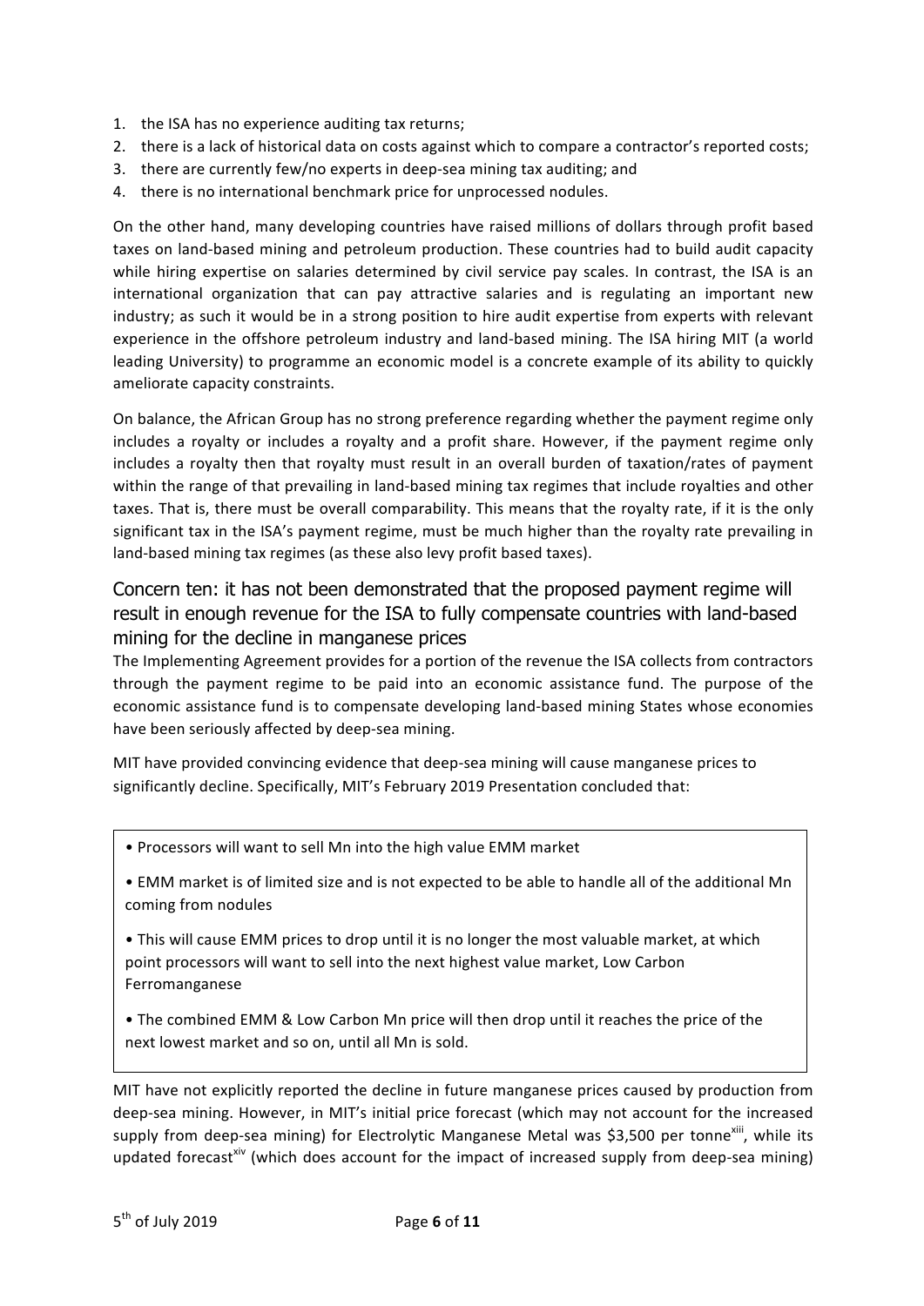1. the ISA has no experience auditing tax returns;
2. there is a lack of historical data on costs against which to compare a contractor's reported costs;
3. there are currently few/no experts in deep-sea mining tax auditing; and
4. there is no international benchmark price for unprocessed nodules.

On the other hand, many developing countries have raised millions of dollars through profit based taxes on land-based mining and petroleum production. These countries had to build audit capacity while hiring expertise on salaries determined by civil service pay scales. In contrast, the ISA is an international organization that can pay attractive salaries and is regulating an important new industry; as such it would be in a strong position to hire audit expertise from experts with relevant experience in the offshore petroleum industry and land-based mining. The ISA hiring MIT (a world leading University) to programme an economic model is a concrete example of its ability to quickly ameliorate capacity constraints.

On balance, the African Group has no strong preference regarding whether the payment regime only includes a royalty or includes a royalty and a profit share. However, if the payment regime only includes a royalty then that royalty must result in an overall burden of taxation/rates of payment within the range of that prevailing in land-based mining tax regimes that include royalties and other taxes. That is, there must be overall comparability. This means that the royalty rate, if it is the only significant tax in the ISA's payment regime, must be much higher than the royalty rate prevailing in land-based mining tax regimes (as these also levy profit based taxes).

## Concern ten: it has not been demonstrated that the proposed payment regime will result in enough revenue for the ISA to fully compensate countries with land-based mining for the decline in manganese prices

The Implementing Agreement provides for a portion of the revenue the ISA collects from contractors through the payment regime to be paid into an economic assistance fund. The purpose of the economic assistance fund is to compensate developing land-based mining States whose economies have been seriously affected by deep-sea mining.

MIT have provided convincing evidence that deep-sea mining will cause manganese prices to significantly decline. Specifically, MIT's February 2019 Presentation concluded that:

> • Processors will want to sell Mn into the high value EMM market
>
> • EMM market is of limited size and is not expected to be able to handle all of the additional Mn coming from nodules
>
> • This will cause EMM prices to drop until it is no longer the most valuable market, at which point processors will want to sell into the next highest value market, Low Carbon Ferromanganese
>
> • The combined EMM & Low Carbon Mn price will then drop until it reaches the price of the next lowest market and so on, until all Mn is sold.

MIT have not explicitly reported the decline in future manganese prices caused by production from deep-sea mining. However, in MIT's initial price forecast (which may not account for the increased supply from deep-sea mining) for Electrolytic Manganese Metal was $3,500 per tonne[xiii], while its updated forecast[xiv] (which does account for the impact of increased supply from deep-sea mining)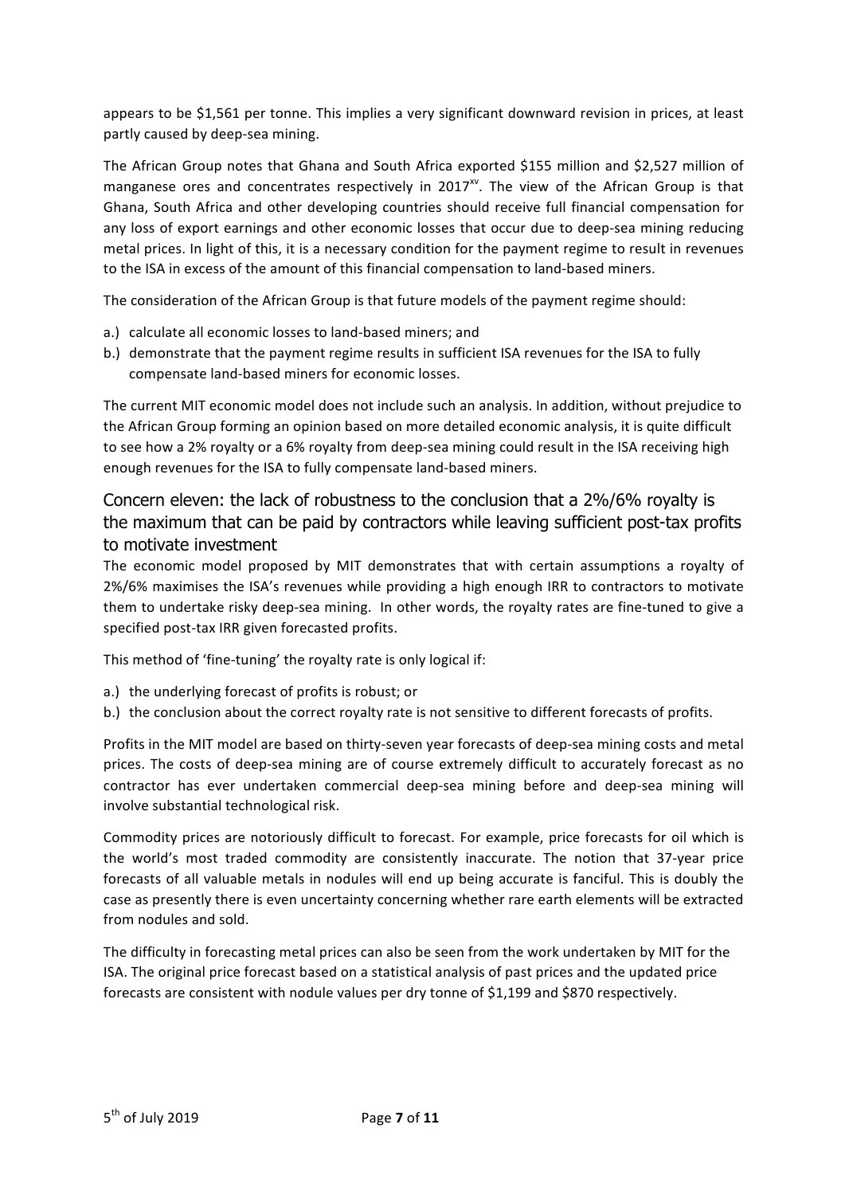appears to be $1,561 per tonne. This implies a very significant downward revision in prices, at least partly caused by deep-sea mining.

The African Group notes that Ghana and South Africa exported $155 million and $2,527 million of manganese ores and concentrates respectively in 2017[xv]. The view of the African Group is that Ghana, South Africa and other developing countries should receive full financial compensation for any loss of export earnings and other economic losses that occur due to deep-sea mining reducing metal prices. In light of this, it is a necessary condition for the payment regime to result in revenues to the ISA in excess of the amount of this financial compensation to land-based miners.

The consideration of the African Group is that future models of the payment regime should:

a.) calculate all economic losses to land-based miners; and
b.) demonstrate that the payment regime results in sufficient ISA revenues for the ISA to fully compensate land-based miners for economic losses.

The current MIT economic model does not include such an analysis. In addition, without prejudice to the African Group forming an opinion based on more detailed economic analysis, it is quite difficult to see how a 2% royalty or a 6% royalty from deep-sea mining could result in the ISA receiving high enough revenues for the ISA to fully compensate land-based miners.

## Concern eleven: the lack of robustness to the conclusion that a 2%/6% royalty is the maximum that can be paid by contractors while leaving sufficient post-tax profits to motivate investment

The economic model proposed by MIT demonstrates that with certain assumptions a royalty of 2%/6% maximises the ISA's revenues while providing a high enough IRR to contractors to motivate them to undertake risky deep-sea mining. In other words, the royalty rates are fine-tuned to give a specified post-tax IRR given forecasted profits.

This method of 'fine-tuning' the royalty rate is only logical if:

a.) the underlying forecast of profits is robust; or
b.) the conclusion about the correct royalty rate is not sensitive to different forecasts of profits.

Profits in the MIT model are based on thirty-seven year forecasts of deep-sea mining costs and metal prices. The costs of deep-sea mining are of course extremely difficult to accurately forecast as no contractor has ever undertaken commercial deep-sea mining before and deep-sea mining will involve substantial technological risk.

Commodity prices are notoriously difficult to forecast. For example, price forecasts for oil which is the world's most traded commodity are consistently inaccurate. The notion that 37-year price forecasts of all valuable metals in nodules will end up being accurate is fanciful. This is doubly the case as presently there is even uncertainty concerning whether rare earth elements will be extracted from nodules and sold.

The difficulty in forecasting metal prices can also be seen from the work undertaken by MIT for the ISA. The original price forecast based on a statistical analysis of past prices and the updated price forecasts are consistent with nodule values per dry tonne of $1,199 and $870 respectively.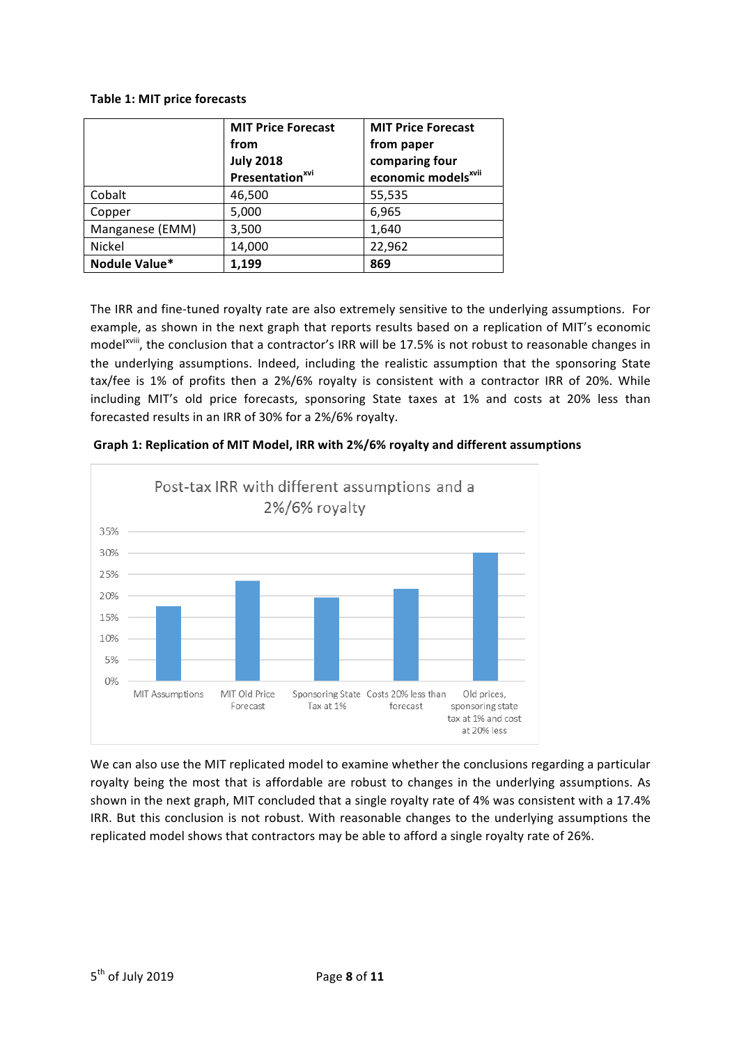**Table 1: MIT price forecasts**

| | MIT Price Forecast from July 2018 Presentation[xvi] | MIT Price Forecast from paper comparing four economic models[xvii] |
|---|---|---|
| Cobalt | 46,500 | 55,535 |
| Copper | 5,000 | 6,965 |
| Manganese (EMM) | 3,500 | 1,640 |
| Nickel | 14,000 | 22,962 |
| **Nodule Value*** | **1,199** | **869** |

The IRR and fine-tuned royalty rate are also extremely sensitive to the underlying assumptions. For example, as shown in the next graph that reports results based on a replication of MIT's economic model[xviii], the conclusion that a contractor's IRR will be 17.5% is not robust to reasonable changes in the underlying assumptions. Indeed, including the realistic assumption that the sponsoring State tax/fee is 1% of profits then a 2%/6% royalty is consistent with a contractor IRR of 20%. While including MIT's old price forecasts, sponsoring State taxes at 1% and costs at 20% less than forecasted results in an IRR of 30% for a 2%/6% royalty.

**Graph 1: Replication of MIT Model, IRR with 2%/6% royalty and different assumptions**

Post-tax IRR with different assumptions and a 2%/6% royalty

MIT Assumptions | MIT Old Price Forecast | Sponsoring State Tax at 1% | Costs 20% less than forecast | Old prices, sponsoring state tax at 1% and cost at 20% less

We can also use the MIT replicated model to examine whether the conclusions regarding a particular royalty being the most that is affordable are robust to changes in the underlying assumptions. As shown in the next graph, MIT concluded that a single royalty rate of 4% was consistent with a 17.4% IRR. But this conclusion is not robust. With reasonable changes to the underlying assumptions the replicated model shows that contractors may be able to afford a single royalty rate of 26%.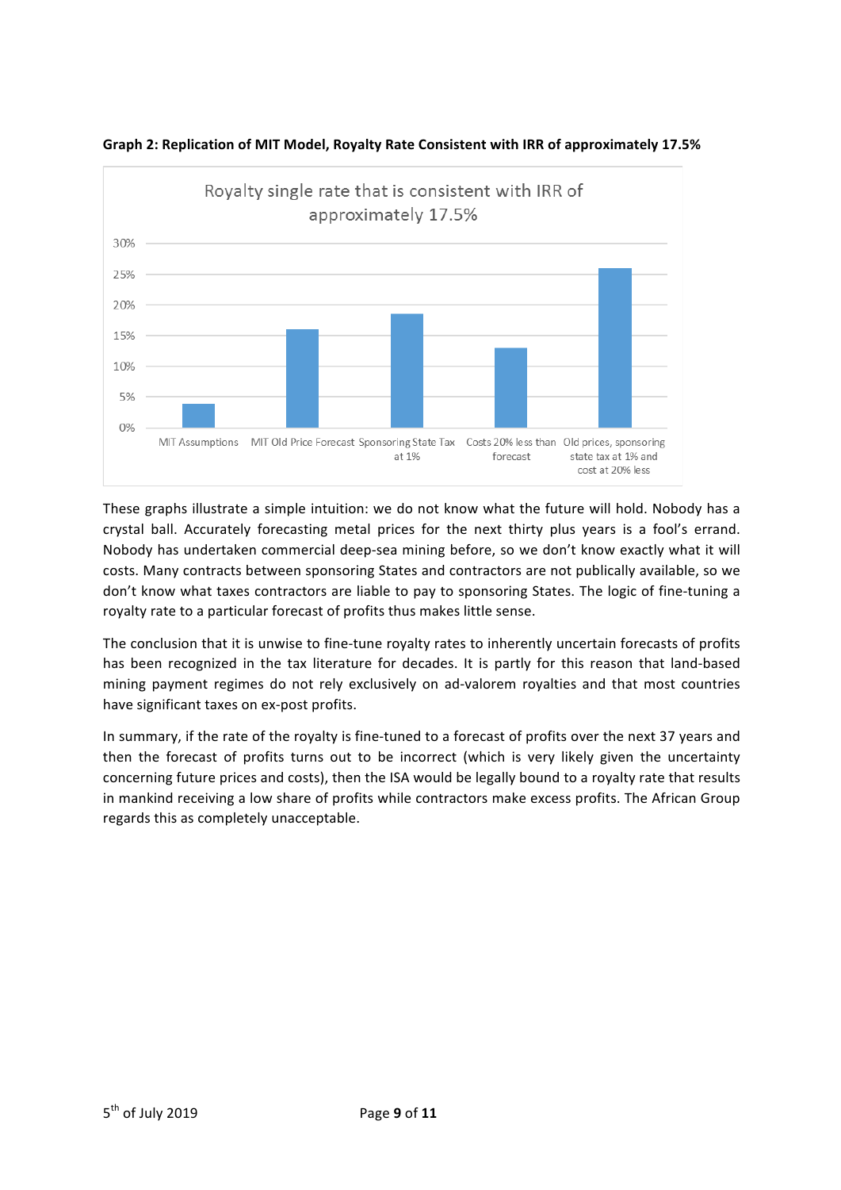**Graph 2: Replication of MIT Model, Royalty Rate Consistent with IRR of approximately 17.5%**

Royalty single rate that is consistent with IRR of approximately 17.5%

These graphs illustrate a simple intuition: we do not know what the future will hold. Nobody has a crystal ball. Accurately forecasting metal prices for the next thirty plus years is a fool's errand. Nobody has undertaken commercial deep-sea mining before, so we don't know exactly what it will costs. Many contracts between sponsoring States and contractors are not publically available, so we don't know what taxes contractors are liable to pay to sponsoring States. The logic of fine-tuning a royalty rate to a particular forecast of profits thus makes little sense.

The conclusion that it is unwise to fine-tune royalty rates to inherently uncertain forecasts of profits has been recognized in the tax literature for decades. It is partly for this reason that land-based mining payment regimes do not rely exclusively on ad-valorem royalties and that most countries have significant taxes on ex-post profits.

In summary, if the rate of the royalty is fine-tuned to a forecast of profits over the next 37 years and then the forecast of profits turns out to be incorrect (which is very likely given the uncertainty concerning future prices and costs), then the ISA would be legally bound to a royalty rate that results in mankind receiving a low share of profits while contractors make excess profits. The African Group regards this as completely unacceptable.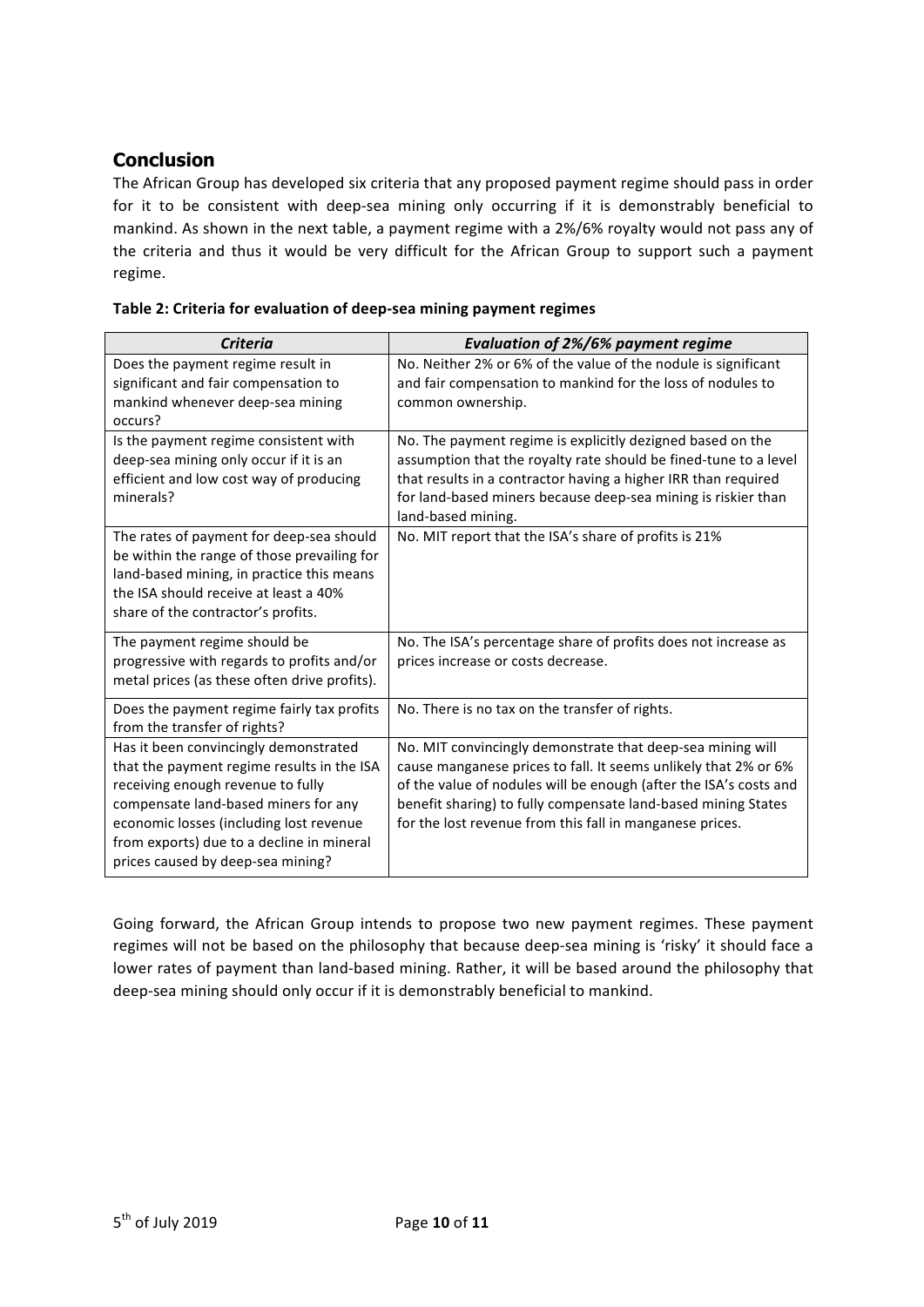## Conclusion

The African Group has developed six criteria that any proposed payment regime should pass in order for it to be consistent with deep-sea mining only occurring if it is demonstrably beneficial to mankind. As shown in the next table, a payment regime with a 2%/6% royalty would not pass any of the criteria and thus it would be very difficult for the African Group to support such a payment regime.

**Table 2: Criteria for evaluation of deep-sea mining payment regimes**

| *Criteria* | *Evaluation of 2%/6% payment regime* |
|---|---|
| Does the payment regime result in significant and fair compensation to mankind whenever deep-sea mining occurs? | No. Neither 2% or 6% of the value of the nodule is significant and fair compensation to mankind for the loss of nodules to common ownership. |
| Is the payment regime consistent with deep-sea mining only occur if it is an efficient and low cost way of producing minerals? | No. The payment regime is explicitly dezigned based on the assumption that the royalty rate should be fined-tune to a level that results in a contractor having a higher IRR than required for land-based miners because deep-sea mining is riskier than land-based mining. |
| The rates of payment for deep-sea should be within the range of those prevailing for land-based mining, in practice this means the ISA should receive at least a 40% share of the contractor's profits. | No. MIT report that the ISA's share of profits is 21% |
| The payment regime should be progressive with regards to profits and/or metal prices (as these often drive profits). | No. The ISA's percentage share of profits does not increase as prices increase or costs decrease. |
| Does the payment regime fairly tax profits from the transfer of rights? | No. There is no tax on the transfer of rights. |
| Has it been convincingly demonstrated that the payment regime results in the ISA receiving enough revenue to fully compensate land-based miners for any economic losses (including lost revenue from exports) due to a decline in mineral prices caused by deep-sea mining? | No. MIT convincingly demonstrate that deep-sea mining will cause manganese prices to fall. It seems unlikely that 2% or 6% of the value of nodules will be enough (after the ISA's costs and benefit sharing) to fully compensate land-based mining States for the lost revenue from this fall in manganese prices. |

Going forward, the African Group intends to propose two new payment regimes. These payment regimes will not be based on the philosophy that because deep-sea mining is 'risky' it should face a lower rates of payment than land-based mining. Rather, it will be based around the philosophy that deep-sea mining should only occur if it is demonstrably beneficial to mankind.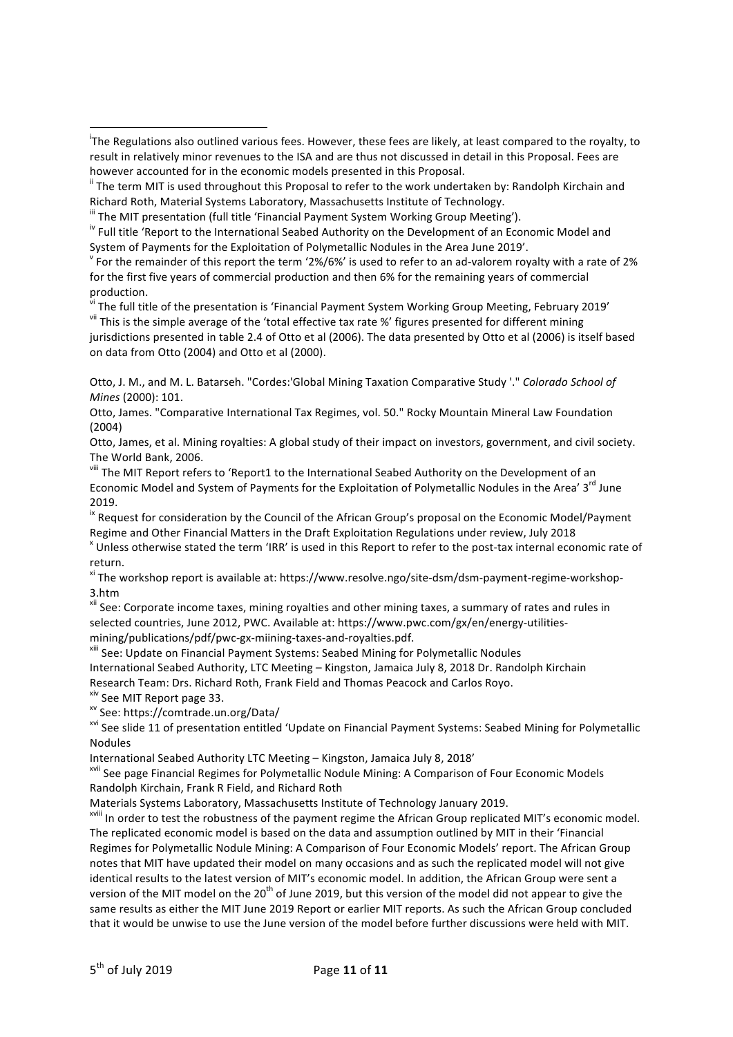[i] The Regulations also outlined various fees. However, these fees are likely, at least compared to the royalty, to result in relatively minor revenues to the ISA and are thus not discussed in detail in this Proposal. Fees are however accounted for in the economic models presented in this Proposal.

[ii] The term MIT is used throughout this Proposal to refer to the work undertaken by: Randolph Kirchain and Richard Roth, Material Systems Laboratory, Massachusetts Institute of Technology.

[iii] The MIT presentation (full title 'Financial Payment System Working Group Meeting').

[iv] Full title 'Report to the International Seabed Authority on the Development of an Economic Model and System of Payments for the Exploitation of Polymetallic Nodules in the Area June 2019'.

[v] For the remainder of this report the term '2%/6%' is used to refer to an ad-valorem royalty with a rate of 2% for the first five years of commercial production and then 6% for the remaining years of commercial production.

[vi] The full title of the presentation is 'Financial Payment System Working Group Meeting, February 2019'

[vii] This is the simple average of the 'total effective tax rate %' figures presented for different mining jurisdictions presented in table 2.4 of Otto et al (2006). The data presented by Otto et al (2006) is itself based on data from Otto (2004) and Otto et al (2000).

Otto, J. M., and M. L. Batarseh. "Cordes:'Global Mining Taxation Comparative Study '." *Colorado School of Mines* (2000): 101.

Otto, James. "Comparative International Tax Regimes, vol. 50." Rocky Mountain Mineral Law Foundation (2004)

Otto, James, et al. Mining royalties: A global study of their impact on investors, government, and civil society. The World Bank, 2006.

[viii] The MIT Report refers to 'Report1 to the International Seabed Authority on the Development of an Economic Model and System of Payments for the Exploitation of Polymetallic Nodules in the Area' 3rd June 2019.

[ix] Request for consideration by the Council of the African Group's proposal on the Economic Model/Payment Regime and Other Financial Matters in the Draft Exploitation Regulations under review, July 2018

[x] Unless otherwise stated the term 'IRR' is used in this Report to refer to the post-tax internal economic rate of return.

[xi] The workshop report is available at: https://www.resolve.ngo/site-dsm/dsm-payment-regime-workshop-3.htm

[xii] See: Corporate income taxes, mining royalties and other mining taxes, a summary of rates and rules in selected countries, June 2012, PWC. Available at: https://www.pwc.com/gx/en/energy-utilities-mining/publications/pdf/pwc-gx-miining-taxes-and-royalties.pdf.

[xiii] See: Update on Financial Payment Systems: Seabed Mining for Polymetallic Nodules
International Seabed Authority, LTC Meeting – Kingston, Jamaica July 8, 2018 Dr. Randolph Kirchain
Research Team: Drs. Richard Roth, Frank Field and Thomas Peacock and Carlos Royo.

[xiv] See MIT Report page 33.

[xv] See: https://comtrade.un.org/Data/

[xvi] See slide 11 of presentation entitled 'Update on Financial Payment Systems: Seabed Mining for Polymetallic Nodules
International Seabed Authority LTC Meeting – Kingston, Jamaica July 8, 2018'

[xvii] See page Financial Regimes for Polymetallic Nodule Mining: A Comparison of Four Economic Models Randolph Kirchain, Frank R Field, and Richard Roth
Materials Systems Laboratory, Massachusetts Institute of Technology January 2019.

[xviii] In order to test the robustness of the payment regime the African Group replicated MIT's economic model. The replicated economic model is based on the data and assumption outlined by MIT in their 'Financial Regimes for Polymetallic Nodule Mining: A Comparison of Four Economic Models' report. The African Group notes that MIT have updated their model on many occasions and as such the replicated model will not give identical results to the latest version of MIT's economic model. In addition, the African Group were sent a version of the MIT model on the 20th of June 2019, but this version of the model did not appear to give the same results as either the MIT June 2019 Report or earlier MIT reports. As such the African Group concluded that it would be unwise to use the June version of the model before further discussions were held with MIT.